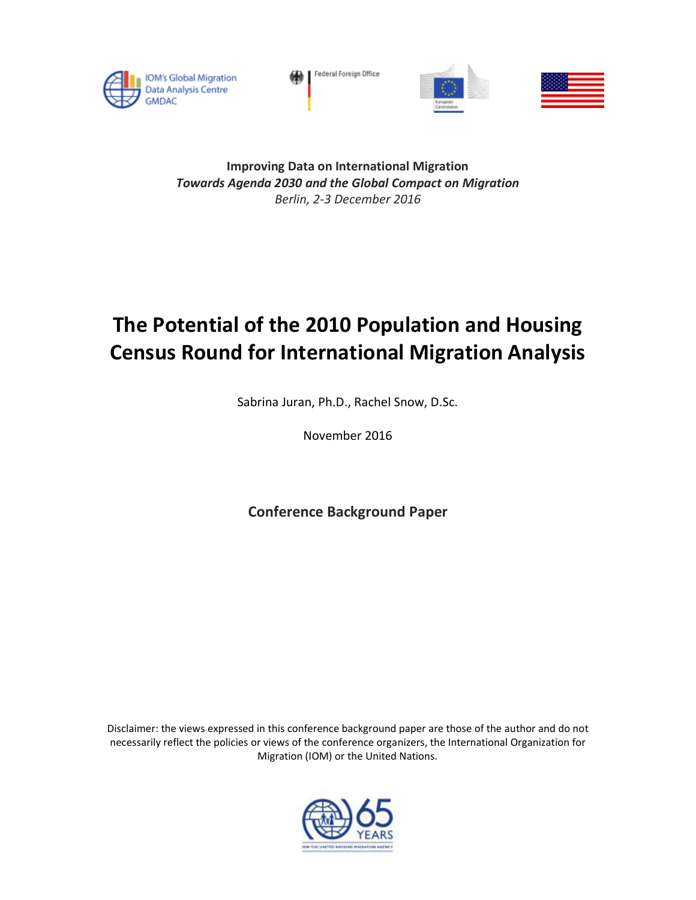IOM's Global Migration Data Analysis Centre GMDAC

Federal Foreign Office

**Improving Data on International Migration**

***Towards Agenda 2030 and the Global Compact on Migration***

*Berlin, 2-3 December 2016*

# The Potential of the 2010 Population and Housing Census Round for International Migration Analysis

Sabrina Juran, Ph.D., Rachel Snow, D.Sc.

November 2016

## Conference Background Paper

Disclaimer: the views expressed in this conference background paper are those of the author and do not necessarily reflect the policies or views of the conference organizers, the International Organization for Migration (IOM) or the United Nations.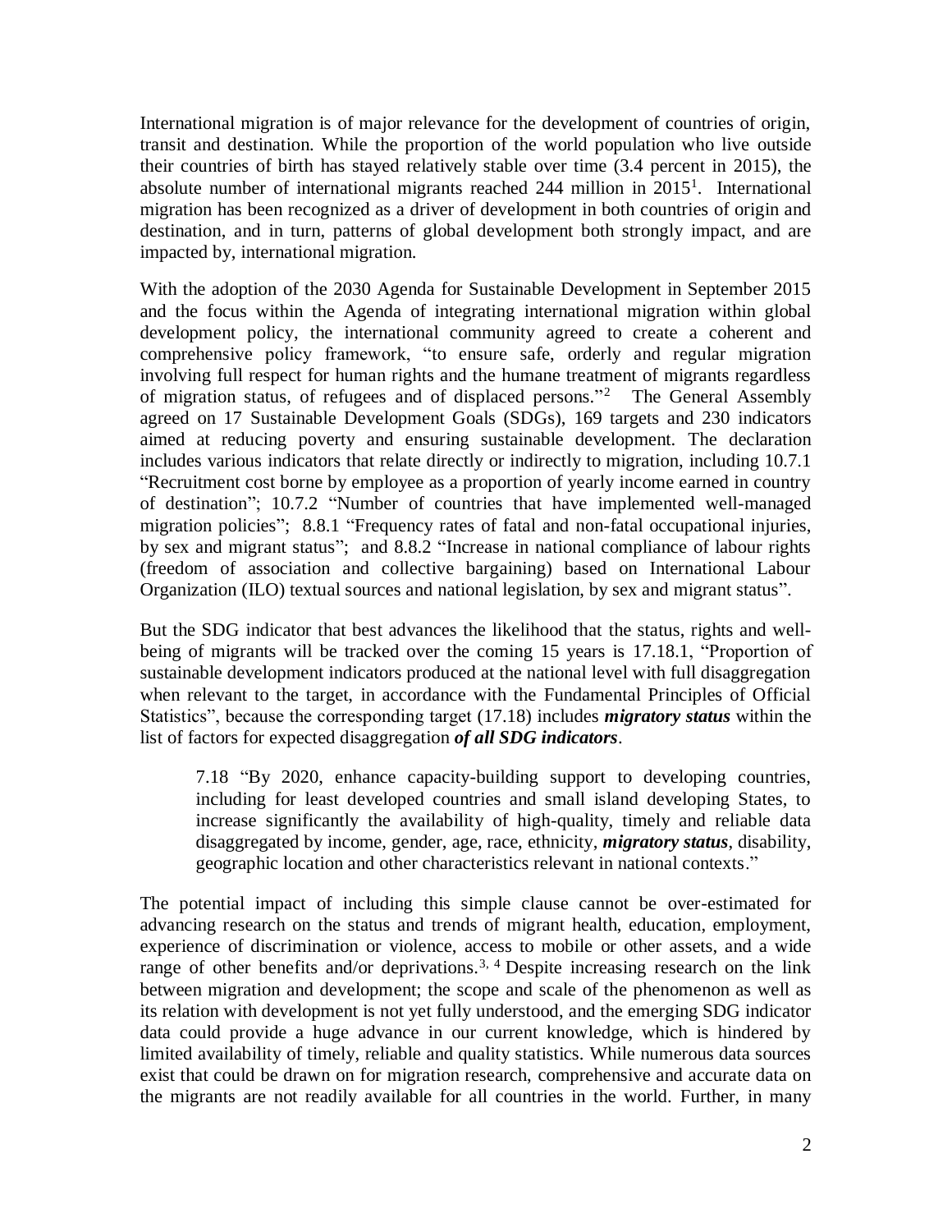International migration is of major relevance for the development of countries of origin, transit and destination. While the proportion of the world population who live outside their countries of birth has stayed relatively stable over time (3.4 percent in 2015), the absolute number of international migrants reached 244 million in 2015[1]. International migration has been recognized as a driver of development in both countries of origin and destination, and in turn, patterns of global development both strongly impact, and are impacted by, international migration.

With the adoption of the 2030 Agenda for Sustainable Development in September 2015 and the focus within the Agenda of integrating international migration within global development policy, the international community agreed to create a coherent and comprehensive policy framework, "to ensure safe, orderly and regular migration involving full respect for human rights and the humane treatment of migrants regardless of migration status, of refugees and of displaced persons."[2] The General Assembly agreed on 17 Sustainable Development Goals (SDGs), 169 targets and 230 indicators aimed at reducing poverty and ensuring sustainable development. The declaration includes various indicators that relate directly or indirectly to migration, including 10.7.1 "Recruitment cost borne by employee as a proportion of yearly income earned in country of destination"; 10.7.2 "Number of countries that have implemented well-managed migration policies"; 8.8.1 "Frequency rates of fatal and non-fatal occupational injuries, by sex and migrant status"; and 8.8.2 "Increase in national compliance of labour rights (freedom of association and collective bargaining) based on International Labour Organization (ILO) textual sources and national legislation, by sex and migrant status".

But the SDG indicator that best advances the likelihood that the status, rights and well-being of migrants will be tracked over the coming 15 years is 17.18.1, "Proportion of sustainable development indicators produced at the national level with full disaggregation when relevant to the target, in accordance with the Fundamental Principles of Official Statistics", because the corresponding target (17.18) includes ***migratory status*** within the list of factors for expected disaggregation ***of all SDG indicators***.

> 7.18 "By 2020, enhance capacity-building support to developing countries, including for least developed countries and small island developing States, to increase significantly the availability of high-quality, timely and reliable data disaggregated by income, gender, age, race, ethnicity, ***migratory status***, disability, geographic location and other characteristics relevant in national contexts."

The potential impact of including this simple clause cannot be over-estimated for advancing research on the status and trends of migrant health, education, employment, experience of discrimination or violence, access to mobile or other assets, and a wide range of other benefits and/or deprivations.[3, 4] Despite increasing research on the link between migration and development; the scope and scale of the phenomenon as well as its relation with development is not yet fully understood, and the emerging SDG indicator data could provide a huge advance in our current knowledge, which is hindered by limited availability of timely, reliable and quality statistics. While numerous data sources exist that could be drawn on for migration research, comprehensive and accurate data on the migrants are not readily available for all countries in the world. Further, in many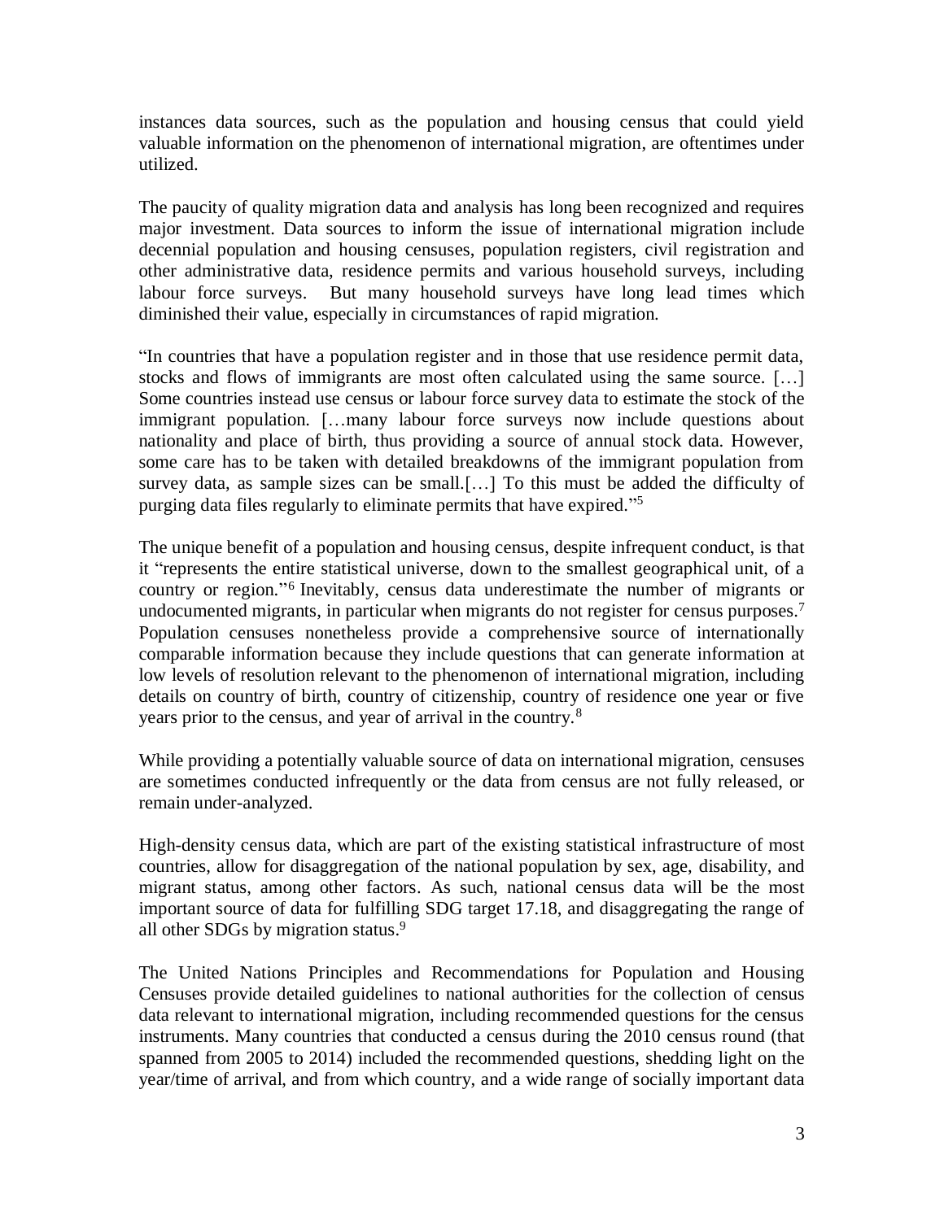instances data sources, such as the population and housing census that could yield valuable information on the phenomenon of international migration, are oftentimes under utilized.

The paucity of quality migration data and analysis has long been recognized and requires major investment. Data sources to inform the issue of international migration include decennial population and housing censuses, population registers, civil registration and other administrative data, residence permits and various household surveys, including labour force surveys. But many household surveys have long lead times which diminished their value, especially in circumstances of rapid migration.

"In countries that have a population register and in those that use residence permit data, stocks and flows of immigrants are most often calculated using the same source. […] Some countries instead use census or labour force survey data to estimate the stock of the immigrant population. […many labour force surveys now include questions about nationality and place of birth, thus providing a source of annual stock data. However, some care has to be taken with detailed breakdowns of the immigrant population from survey data, as sample sizes can be small.[…] To this must be added the difficulty of purging data files regularly to eliminate permits that have expired."[5]

The unique benefit of a population and housing census, despite infrequent conduct, is that it "represents the entire statistical universe, down to the smallest geographical unit, of a country or region."[6] Inevitably, census data underestimate the number of migrants or undocumented migrants, in particular when migrants do not register for census purposes.[7] Population censuses nonetheless provide a comprehensive source of internationally comparable information because they include questions that can generate information at low levels of resolution relevant to the phenomenon of international migration, including details on country of birth, country of citizenship, country of residence one year or five years prior to the census, and year of arrival in the country.[8]

While providing a potentially valuable source of data on international migration, censuses are sometimes conducted infrequently or the data from census are not fully released, or remain under-analyzed.

High-density census data, which are part of the existing statistical infrastructure of most countries, allow for disaggregation of the national population by sex, age, disability, and migrant status, among other factors. As such, national census data will be the most important source of data for fulfilling SDG target 17.18, and disaggregating the range of all other SDGs by migration status.[9]

The United Nations Principles and Recommendations for Population and Housing Censuses provide detailed guidelines to national authorities for the collection of census data relevant to international migration, including recommended questions for the census instruments. Many countries that conducted a census during the 2010 census round (that spanned from 2005 to 2014) included the recommended questions, shedding light on the year/time of arrival, and from which country, and a wide range of socially important data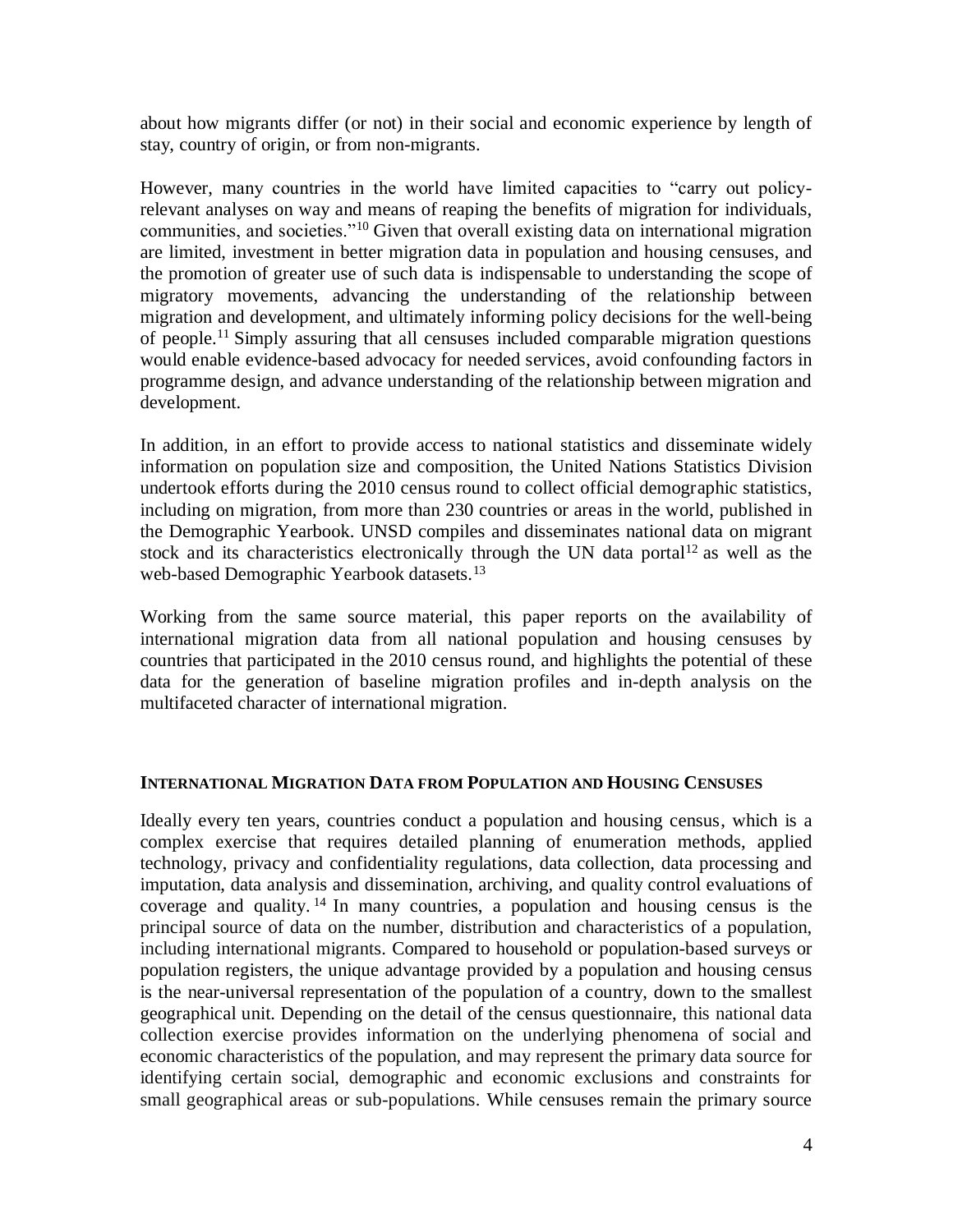about how migrants differ (or not) in their social and economic experience by length of stay, country of origin, or from non-migrants.

However, many countries in the world have limited capacities to "carry out policy-relevant analyses on way and means of reaping the benefits of migration for individuals, communities, and societies."[10] Given that overall existing data on international migration are limited, investment in better migration data in population and housing censuses, and the promotion of greater use of such data is indispensable to understanding the scope of migratory movements, advancing the understanding of the relationship between migration and development, and ultimately informing policy decisions for the well-being of people.[11] Simply assuring that all censuses included comparable migration questions would enable evidence-based advocacy for needed services, avoid confounding factors in programme design, and advance understanding of the relationship between migration and development.

In addition, in an effort to provide access to national statistics and disseminate widely information on population size and composition, the United Nations Statistics Division undertook efforts during the 2010 census round to collect official demographic statistics, including on migration, from more than 230 countries or areas in the world, published in the Demographic Yearbook. UNSD compiles and disseminates national data on migrant stock and its characteristics electronically through the UN data portal[12] as well as the web-based Demographic Yearbook datasets.[13]

Working from the same source material, this paper reports on the availability of international migration data from all national population and housing censuses by countries that participated in the 2010 census round, and highlights the potential of these data for the generation of baseline migration profiles and in-depth analysis on the multifaceted character of international migration.

## INTERNATIONAL MIGRATION DATA FROM POPULATION AND HOUSING CENSUSES

Ideally every ten years, countries conduct a population and housing census, which is a complex exercise that requires detailed planning of enumeration methods, applied technology, privacy and confidentiality regulations, data collection, data processing and imputation, data analysis and dissemination, archiving, and quality control evaluations of coverage and quality.[14] In many countries, a population and housing census is the principal source of data on the number, distribution and characteristics of a population, including international migrants. Compared to household or population-based surveys or population registers, the unique advantage provided by a population and housing census is the near-universal representation of the population of a country, down to the smallest geographical unit. Depending on the detail of the census questionnaire, this national data collection exercise provides information on the underlying phenomena of social and economic characteristics of the population, and may represent the primary data source for identifying certain social, demographic and economic exclusions and constraints for small geographical areas or sub-populations. While censuses remain the primary source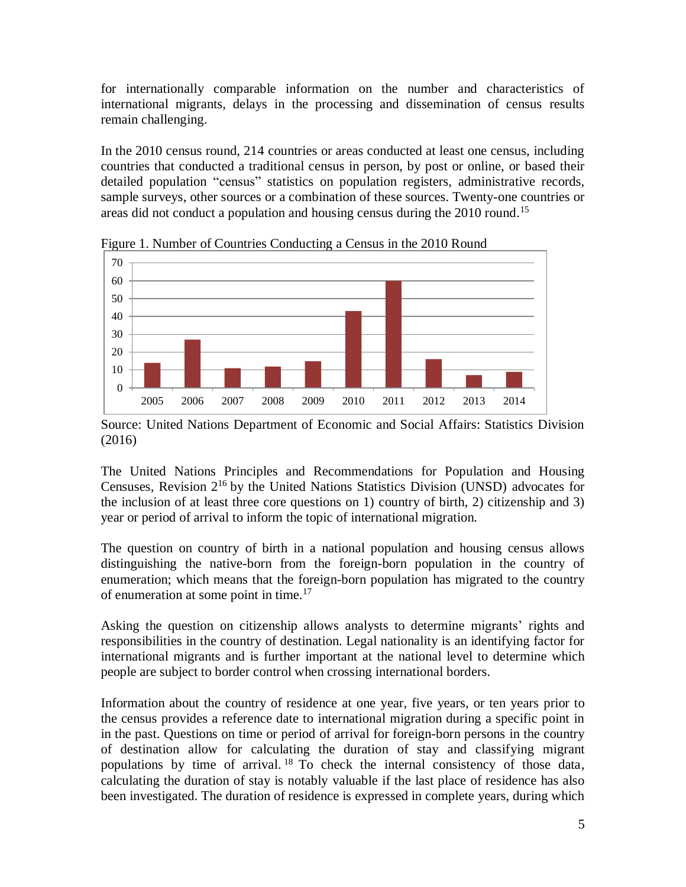for internationally comparable information on the number and characteristics of international migrants, delays in the processing and dissemination of census results remain challenging.

In the 2010 census round, 214 countries or areas conducted at least one census, including countries that conducted a traditional census in person, by post or online, or based their detailed population “census” statistics on population registers, administrative records, sample surveys, other sources or a combination of these sources. Twenty-one countries or areas did not conduct a population and housing census during the 2010 round.[15]

Figure 1. Number of Countries Conducting a Census in the 2010 Round

Source: United Nations Department of Economic and Social Affairs: Statistics Division (2016)

The United Nations Principles and Recommendations for Population and Housing Censuses, Revision 2[16] by the United Nations Statistics Division (UNSD) advocates for the inclusion of at least three core questions on 1) country of birth, 2) citizenship and 3) year or period of arrival to inform the topic of international migration.

The question on country of birth in a national population and housing census allows distinguishing the native-born from the foreign-born population in the country of enumeration; which means that the foreign-born population has migrated to the country of enumeration at some point in time.[17]

Asking the question on citizenship allows analysts to determine migrants’ rights and responsibilities in the country of destination. Legal nationality is an identifying factor for international migrants and is further important at the national level to determine which people are subject to border control when crossing international borders.

Information about the country of residence at one year, five years, or ten years prior to the census provides a reference date to international migration during a specific point in in the past. Questions on time or period of arrival for foreign-born persons in the country of destination allow for calculating the duration of stay and classifying migrant populations by time of arrival.[18] To check the internal consistency of those data, calculating the duration of stay is notably valuable if the last place of residence has also been investigated. The duration of residence is expressed in complete years, during which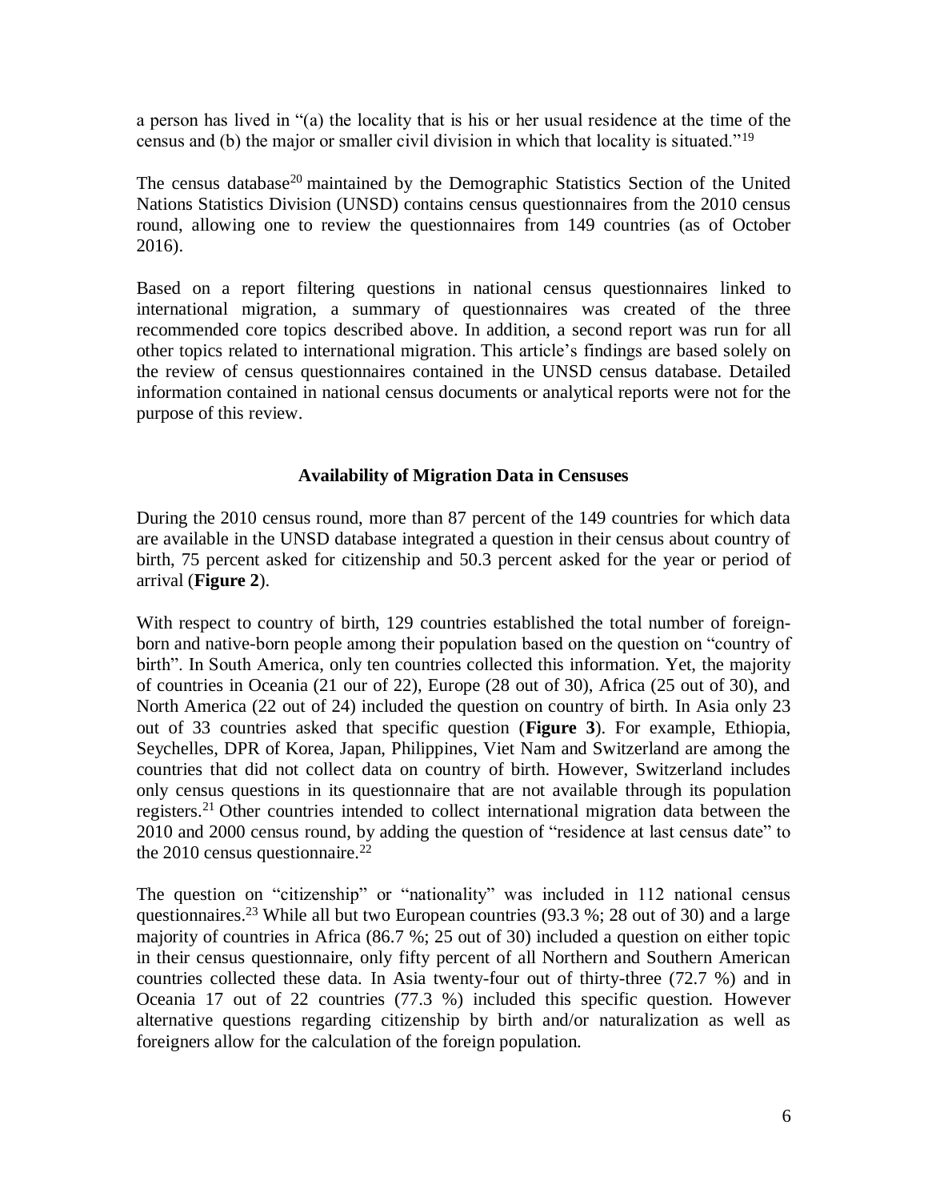a person has lived in "(a) the locality that is his or her usual residence at the time of the census and (b) the major or smaller civil division in which that locality is situated."[19]

The census database[20] maintained by the Demographic Statistics Section of the United Nations Statistics Division (UNSD) contains census questionnaires from the 2010 census round, allowing one to review the questionnaires from 149 countries (as of October 2016).

Based on a report filtering questions in national census questionnaires linked to international migration, a summary of questionnaires was created of the three recommended core topics described above. In addition, a second report was run for all other topics related to international migration. This article's findings are based solely on the review of census questionnaires contained in the UNSD census database. Detailed information contained in national census documents or analytical reports were not for the purpose of this review.

## Availability of Migration Data in Censuses

During the 2010 census round, more than 87 percent of the 149 countries for which data are available in the UNSD database integrated a question in their census about country of birth, 75 percent asked for citizenship and 50.3 percent asked for the year or period of arrival (**Figure 2**).

With respect to country of birth, 129 countries established the total number of foreign-born and native-born people among their population based on the question on "country of birth". In South America, only ten countries collected this information. Yet, the majority of countries in Oceania (21 our of 22), Europe (28 out of 30), Africa (25 out of 30), and North America (22 out of 24) included the question on country of birth. In Asia only 23 out of 33 countries asked that specific question (**Figure 3**). For example, Ethiopia, Seychelles, DPR of Korea, Japan, Philippines, Viet Nam and Switzerland are among the countries that did not collect data on country of birth. However, Switzerland includes only census questions in its questionnaire that are not available through its population registers.[21] Other countries intended to collect international migration data between the 2010 and 2000 census round, by adding the question of "residence at last census date" to the 2010 census questionnaire.[22]

The question on "citizenship" or "nationality" was included in 112 national census questionnaires.[23] While all but two European countries (93.3 %; 28 out of 30) and a large majority of countries in Africa (86.7 %; 25 out of 30) included a question on either topic in their census questionnaire, only fifty percent of all Northern and Southern American countries collected these data. In Asia twenty-four out of thirty-three (72.7 %) and in Oceania 17 out of 22 countries (77.3 %) included this specific question. However alternative questions regarding citizenship by birth and/or naturalization as well as foreigners allow for the calculation of the foreign population.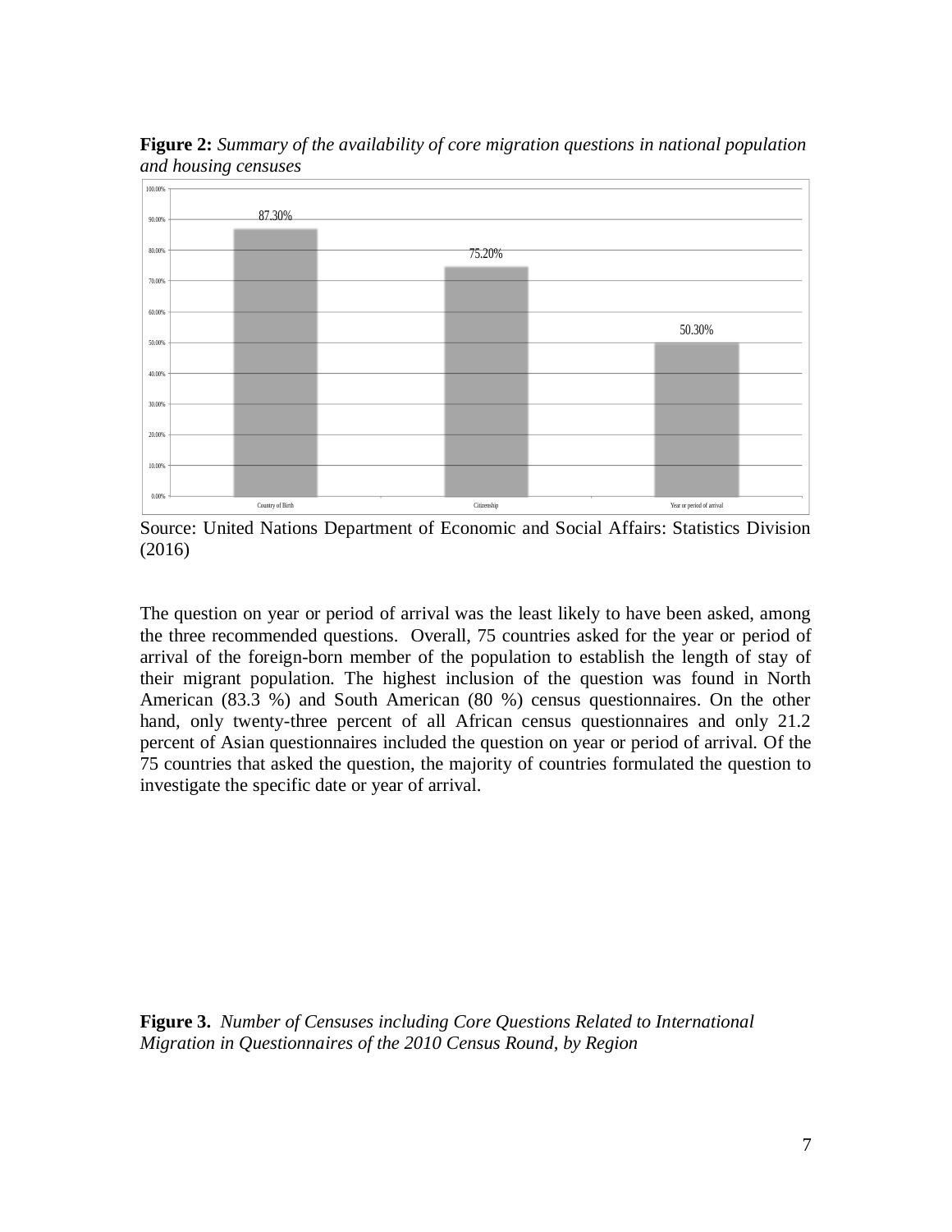**Figure 2:** *Summary of the availability of core migration questions in national population and housing censuses*

Source: United Nations Department of Economic and Social Affairs: Statistics Division (2016)

The question on year or period of arrival was the least likely to have been asked, among the three recommended questions. Overall, 75 countries asked for the year or period of arrival of the foreign-born member of the population to establish the length of stay of their migrant population. The highest inclusion of the question was found in North American (83.3 %) and South American (80 %) census questionnaires. On the other hand, only twenty-three percent of all African census questionnaires and only 21.2 percent of Asian questionnaires included the question on year or period of arrival. Of the 75 countries that asked the question, the majority of countries formulated the question to investigate the specific date or year of arrival.

**Figure 3.** *Number of Censuses including Core Questions Related to International Migration in Questionnaires of the 2010 Census Round, by Region*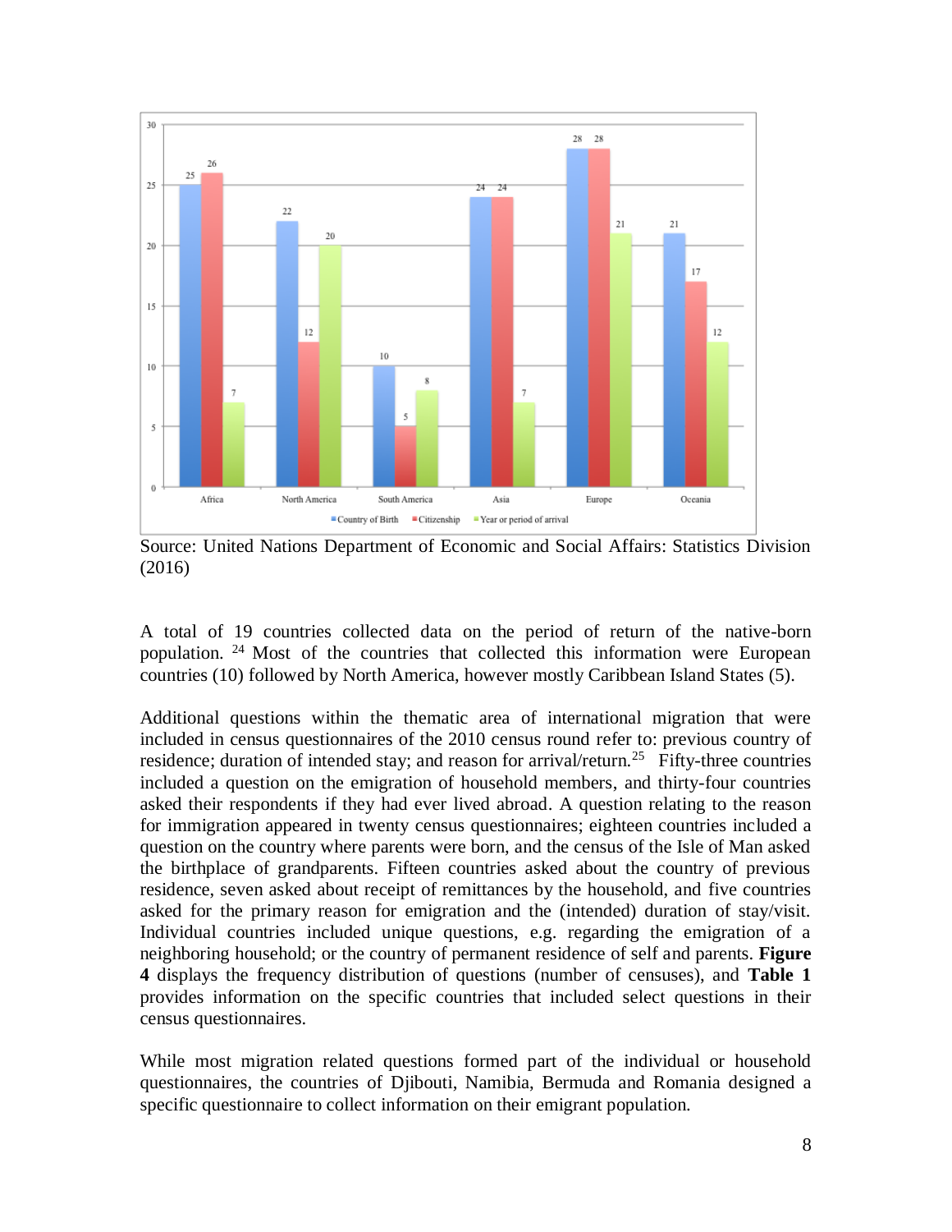Source: United Nations Department of Economic and Social Affairs: Statistics Division (2016)

A total of 19 countries collected data on the period of return of the native-born population. [24] Most of the countries that collected this information were European countries (10) followed by North America, however mostly Caribbean Island States (5).

Additional questions within the thematic area of international migration that were included in census questionnaires of the 2010 census round refer to: previous country of residence; duration of intended stay; and reason for arrival/return.[25] Fifty-three countries included a question on the emigration of household members, and thirty-four countries asked their respondents if they had ever lived abroad. A question relating to the reason for immigration appeared in twenty census questionnaires; eighteen countries included a question on the country where parents were born, and the census of the Isle of Man asked the birthplace of grandparents. Fifteen countries asked about the country of previous residence, seven asked about receipt of remittances by the household, and five countries asked for the primary reason for emigration and the (intended) duration of stay/visit. Individual countries included unique questions, e.g. regarding the emigration of a neighboring household; or the country of permanent residence of self and parents. **Figure 4** displays the frequency distribution of questions (number of censuses), and **Table 1** provides information on the specific countries that included select questions in their census questionnaires.

While most migration related questions formed part of the individual or household questionnaires, the countries of Djibouti, Namibia, Bermuda and Romania designed a specific questionnaire to collect information on their emigrant population.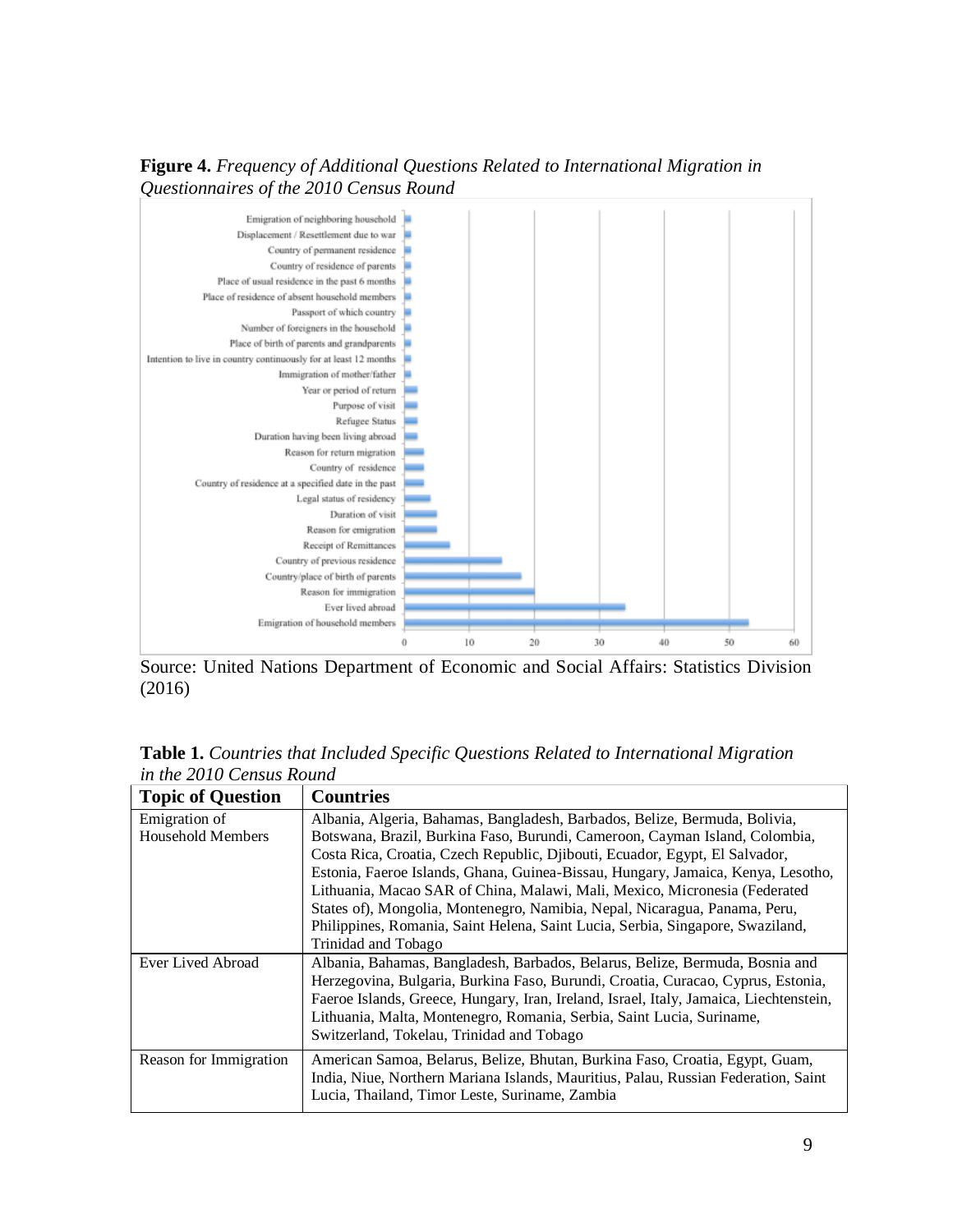**Figure 4.** *Frequency of Additional Questions Related to International Migration in Questionnaires of the 2010 Census Round*

Source: United Nations Department of Economic and Social Affairs: Statistics Division (2016)

**Table 1.** *Countries that Included Specific Questions Related to International Migration in the 2010 Census Round*

| Topic of Question | Countries |
|---|---|
| Emigration of Household Members | Albania, Algeria, Bahamas, Bangladesh, Barbados, Belize, Bermuda, Bolivia, Botswana, Brazil, Burkina Faso, Burundi, Cameroon, Cayman Island, Colombia, Costa Rica, Croatia, Czech Republic, Djibouti, Ecuador, Egypt, El Salvador, Estonia, Faeroe Islands, Ghana, Guinea-Bissau, Hungary, Jamaica, Kenya, Lesotho, Lithuania, Macao SAR of China, Malawi, Mali, Mexico, Micronesia (Federated States of), Mongolia, Montenegro, Namibia, Nepal, Nicaragua, Panama, Peru, Philippines, Romania, Saint Helena, Saint Lucia, Serbia, Singapore, Swaziland, Trinidad and Tobago |
| Ever Lived Abroad | Albania, Bahamas, Bangladesh, Barbados, Belarus, Belize, Bermuda, Bosnia and Herzegovina, Bulgaria, Burkina Faso, Burundi, Croatia, Curacao, Cyprus, Estonia, Faeroe Islands, Greece, Hungary, Iran, Ireland, Israel, Italy, Jamaica, Liechtenstein, Lithuania, Malta, Montenegro, Romania, Serbia, Saint Lucia, Suriname, Switzerland, Tokelau, Trinidad and Tobago |
| Reason for Immigration | American Samoa, Belarus, Belize, Bhutan, Burkina Faso, Croatia, Egypt, Guam, India, Niue, Northern Mariana Islands, Mauritius, Palau, Russian Federation, Saint Lucia, Thailand, Timor Leste, Suriname, Zambia |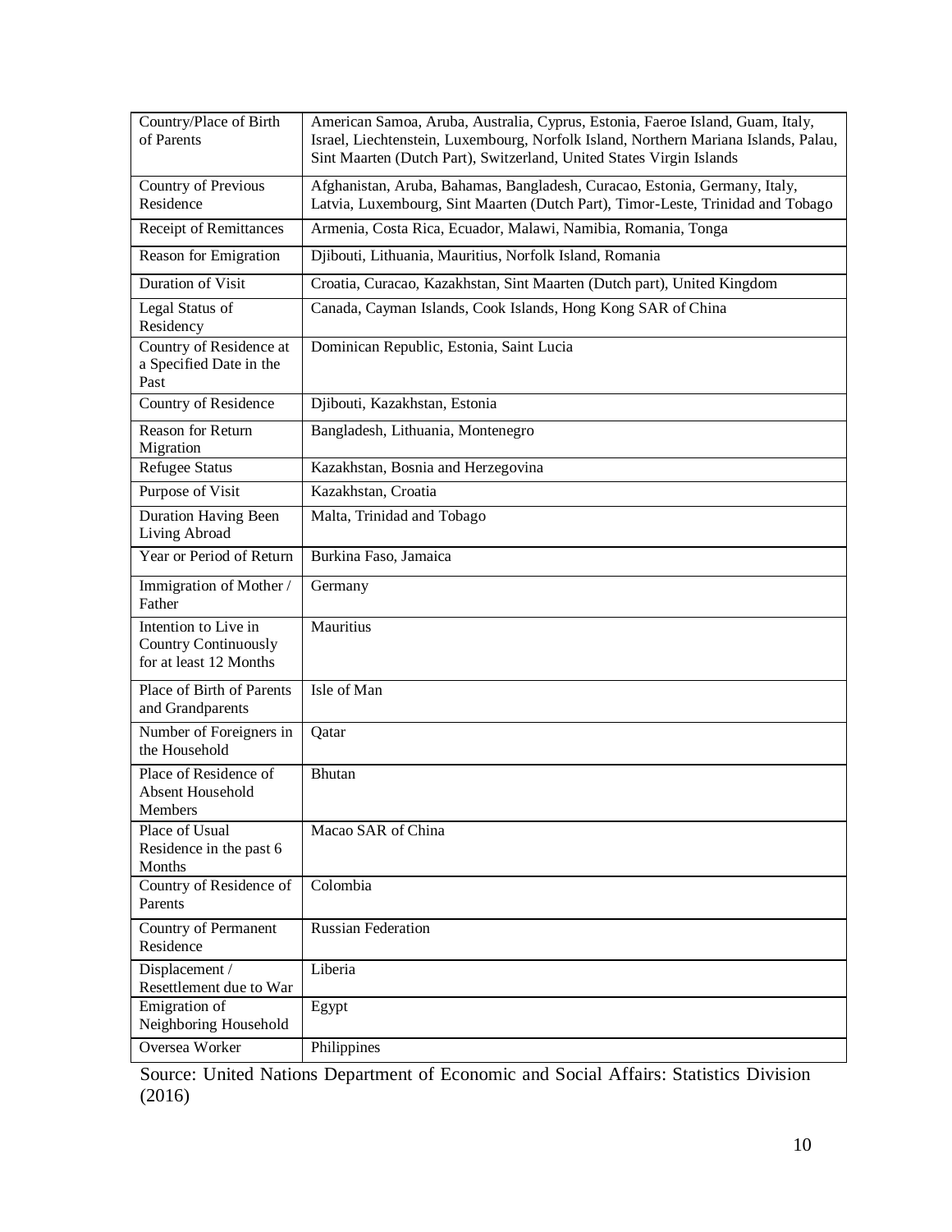| Country/Place of Birth of Parents | American Samoa, Aruba, Australia, Cyprus, Estonia, Faeroe Island, Guam, Italy, Israel, Liechtenstein, Luxembourg, Norfolk Island, Northern Mariana Islands, Palau, Sint Maarten (Dutch Part), Switzerland, United States Virgin Islands |
|---|---|
| Country of Previous Residence | Afghanistan, Aruba, Bahamas, Bangladesh, Curacao, Estonia, Germany, Italy, Latvia, Luxembourg, Sint Maarten (Dutch Part), Timor-Leste, Trinidad and Tobago |
| Receipt of Remittances | Armenia, Costa Rica, Ecuador, Malawi, Namibia, Romania, Tonga |
| Reason for Emigration | Djibouti, Lithuania, Mauritius, Norfolk Island, Romania |
| Duration of Visit | Croatia, Curacao, Kazakhstan, Sint Maarten (Dutch part), United Kingdom |
| Legal Status of Residency | Canada, Cayman Islands, Cook Islands, Hong Kong SAR of China |
| Country of Residence at a Specified Date in the Past | Dominican Republic, Estonia, Saint Lucia |
| Country of Residence | Djibouti, Kazakhstan, Estonia |
| Reason for Return Migration | Bangladesh, Lithuania, Montenegro |
| Refugee Status | Kazakhstan, Bosnia and Herzegovina |
| Purpose of Visit | Kazakhstan, Croatia |
| Duration Having Been Living Abroad | Malta, Trinidad and Tobago |
| Year or Period of Return | Burkina Faso, Jamaica |
| Immigration of Mother / Father | Germany |
| Intention to Live in Country Continuously for at least 12 Months | Mauritius |
| Place of Birth of Parents and Grandparents | Isle of Man |
| Number of Foreigners in the Household | Qatar |
| Place of Residence of Absent Household Members | Bhutan |
| Place of Usual Residence in the past 6 Months | Macao SAR of China |
| Country of Residence of Parents | Colombia |
| Country of Permanent Residence | Russian Federation |
| Displacement / Resettlement due to War | Liberia |
| Emigration of Neighboring Household | Egypt |
| Oversea Worker | Philippines |

Source: United Nations Department of Economic and Social Affairs: Statistics Division (2016)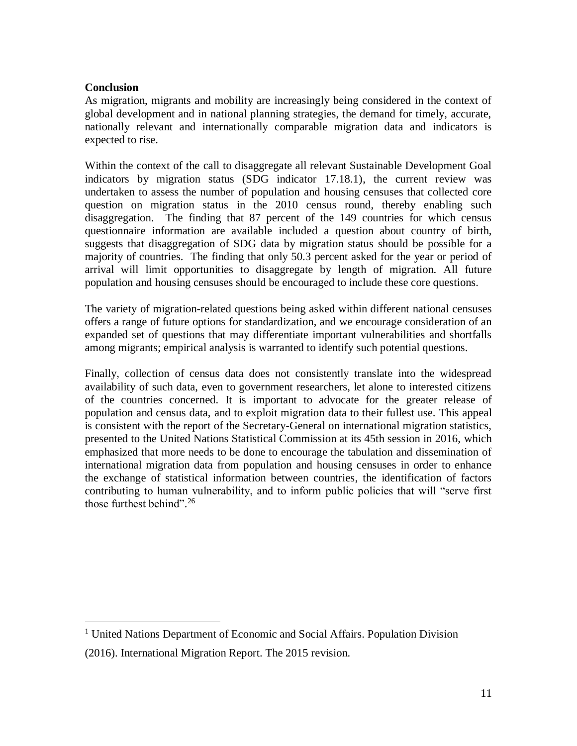**Conclusion**

As migration, migrants and mobility are increasingly being considered in the context of global development and in national planning strategies, the demand for timely, accurate, nationally relevant and internationally comparable migration data and indicators is expected to rise.

Within the context of the call to disaggregate all relevant Sustainable Development Goal indicators by migration status (SDG indicator 17.18.1), the current review was undertaken to assess the number of population and housing censuses that collected core question on migration status in the 2010 census round, thereby enabling such disaggregation. The finding that 87 percent of the 149 countries for which census questionnaire information are available included a question about country of birth, suggests that disaggregation of SDG data by migration status should be possible for a majority of countries. The finding that only 50.3 percent asked for the year or period of arrival will limit opportunities to disaggregate by length of migration. All future population and housing censuses should be encouraged to include these core questions.

The variety of migration-related questions being asked within different national censuses offers a range of future options for standardization, and we encourage consideration of an expanded set of questions that may differentiate important vulnerabilities and shortfalls among migrants; empirical analysis is warranted to identify such potential questions.

Finally, collection of census data does not consistently translate into the widespread availability of such data, even to government researchers, let alone to interested citizens of the countries concerned. It is important to advocate for the greater release of population and census data, and to exploit migration data to their fullest use. This appeal is consistent with the report of the Secretary-General on international migration statistics, presented to the United Nations Statistical Commission at its 45th session in 2016, which emphasized that more needs to be done to encourage the tabulation and dissemination of international migration data from population and housing censuses in order to enhance the exchange of statistical information between countries, the identification of factors contributing to human vulnerability, and to inform public policies that will "serve first those furthest behind".[26]

---

[1] United Nations Department of Economic and Social Affairs. Population Division (2016). International Migration Report. The 2015 revision.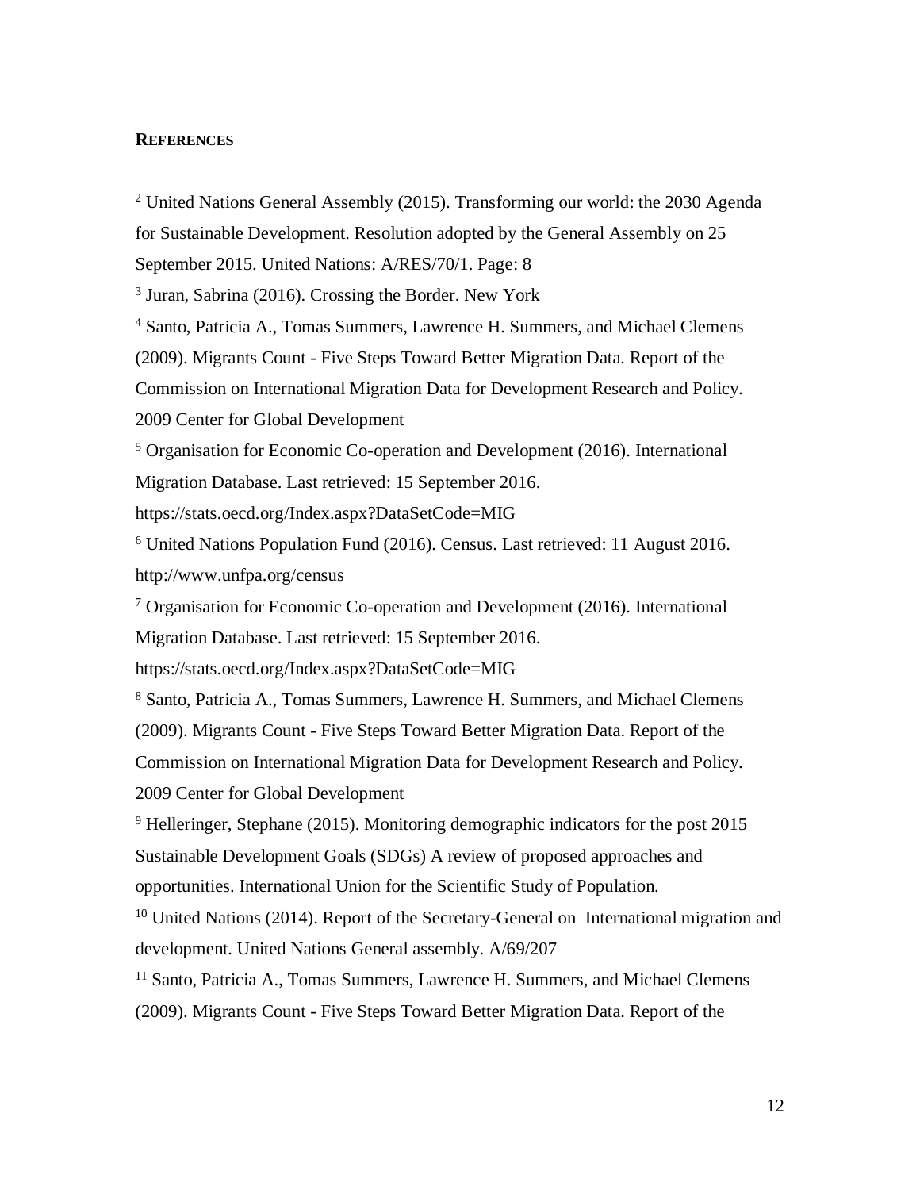## REFERENCES

[2] United Nations General Assembly (2015). Transforming our world: the 2030 Agenda for Sustainable Development. Resolution adopted by the General Assembly on 25 September 2015. United Nations: A/RES/70/1. Page: 8

[3] Juran, Sabrina (2016). Crossing the Border. New York

[4] Santo, Patricia A., Tomas Summers, Lawrence H. Summers, and Michael Clemens (2009). Migrants Count - Five Steps Toward Better Migration Data. Report of the Commission on International Migration Data for Development Research and Policy. 2009 Center for Global Development

[5] Organisation for Economic Co-operation and Development (2016). International Migration Database. Last retrieved: 15 September 2016. https://stats.oecd.org/Index.aspx?DataSetCode=MIG

[6] United Nations Population Fund (2016). Census. Last retrieved: 11 August 2016. http://www.unfpa.org/census

[7] Organisation for Economic Co-operation and Development (2016). International Migration Database. Last retrieved: 15 September 2016. https://stats.oecd.org/Index.aspx?DataSetCode=MIG

[8] Santo, Patricia A., Tomas Summers, Lawrence H. Summers, and Michael Clemens (2009). Migrants Count - Five Steps Toward Better Migration Data. Report of the Commission on International Migration Data for Development Research and Policy. 2009 Center for Global Development

[9] Helleringer, Stephane (2015). Monitoring demographic indicators for the post 2015 Sustainable Development Goals (SDGs) A review of proposed approaches and opportunities. International Union for the Scientific Study of Population.

[10] United Nations (2014). Report of the Secretary-General on International migration and development. United Nations General assembly. A/69/207

[11] Santo, Patricia A., Tomas Summers, Lawrence H. Summers, and Michael Clemens (2009). Migrants Count - Five Steps Toward Better Migration Data. Report of the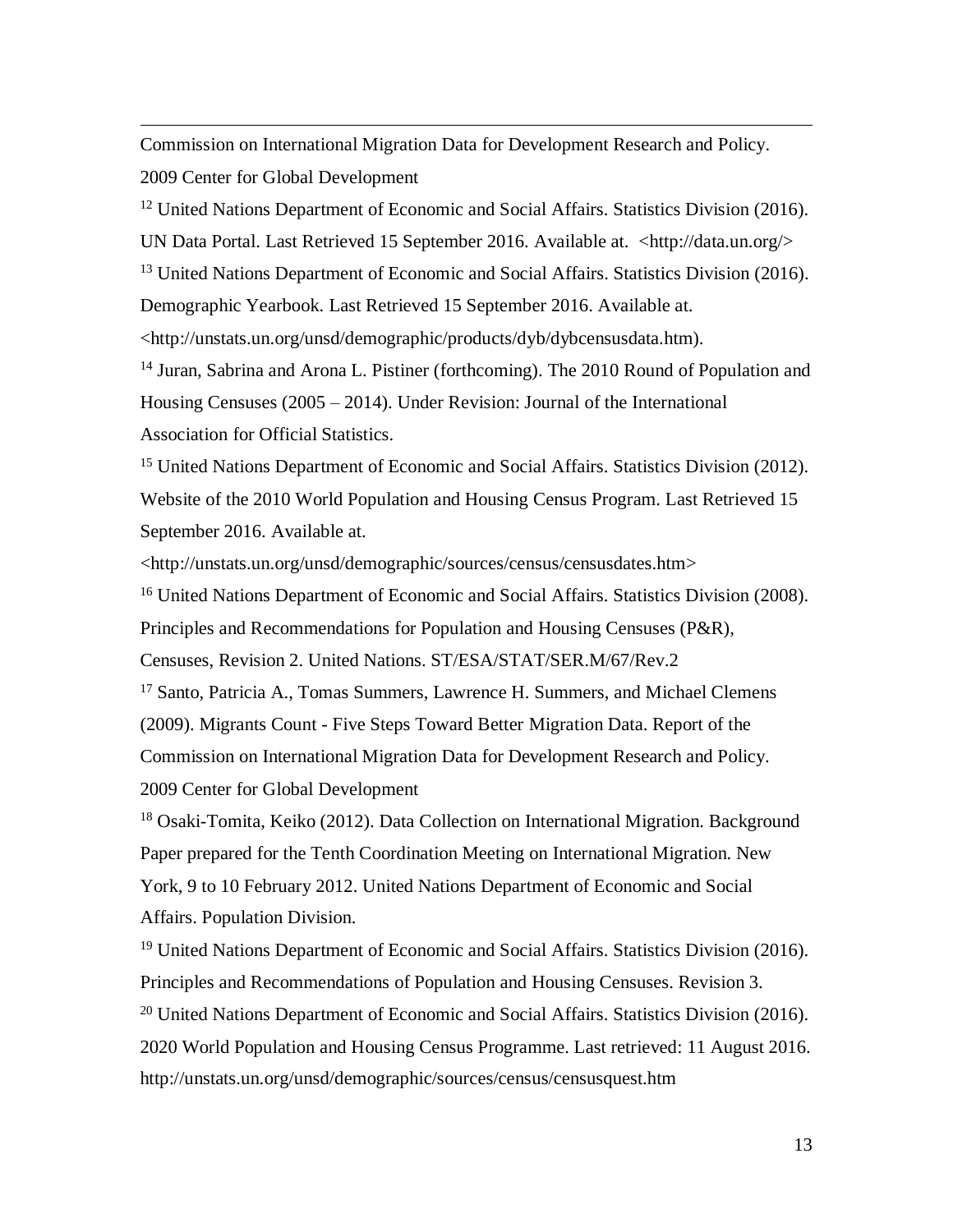Commission on International Migration Data for Development Research and Policy. 2009 Center for Global Development

[12] United Nations Department of Economic and Social Affairs. Statistics Division (2016). UN Data Portal. Last Retrieved 15 September 2016. Available at. <http://data.un.org/>

[13] United Nations Department of Economic and Social Affairs. Statistics Division (2016). Demographic Yearbook. Last Retrieved 15 September 2016. Available at. <http://unstats.un.org/unsd/demographic/products/dyb/dybcensusdata.htm).

[14] Juran, Sabrina and Arona L. Pistiner (forthcoming). The 2010 Round of Population and Housing Censuses (2005 – 2014). Under Revision: Journal of the International Association for Official Statistics.

[15] United Nations Department of Economic and Social Affairs. Statistics Division (2012). Website of the 2010 World Population and Housing Census Program. Last Retrieved 15 September 2016. Available at. <http://unstats.un.org/unsd/demographic/sources/census/censusdates.htm>

[16] United Nations Department of Economic and Social Affairs. Statistics Division (2008). Principles and Recommendations for Population and Housing Censuses (P&R), Censuses, Revision 2. United Nations. ST/ESA/STAT/SER.M/67/Rev.2

[17] Santo, Patricia A., Tomas Summers, Lawrence H. Summers, and Michael Clemens (2009). Migrants Count - Five Steps Toward Better Migration Data. Report of the Commission on International Migration Data for Development Research and Policy. 2009 Center for Global Development

[18] Osaki-Tomita, Keiko (2012). Data Collection on International Migration. Background Paper prepared for the Tenth Coordination Meeting on International Migration. New York, 9 to 10 February 2012. United Nations Department of Economic and Social Affairs. Population Division.

[19] United Nations Department of Economic and Social Affairs. Statistics Division (2016). Principles and Recommendations of Population and Housing Censuses. Revision 3.

[20] United Nations Department of Economic and Social Affairs. Statistics Division (2016). 2020 World Population and Housing Census Programme. Last retrieved: 11 August 2016. http://unstats.un.org/unsd/demographic/sources/census/censusquest.htm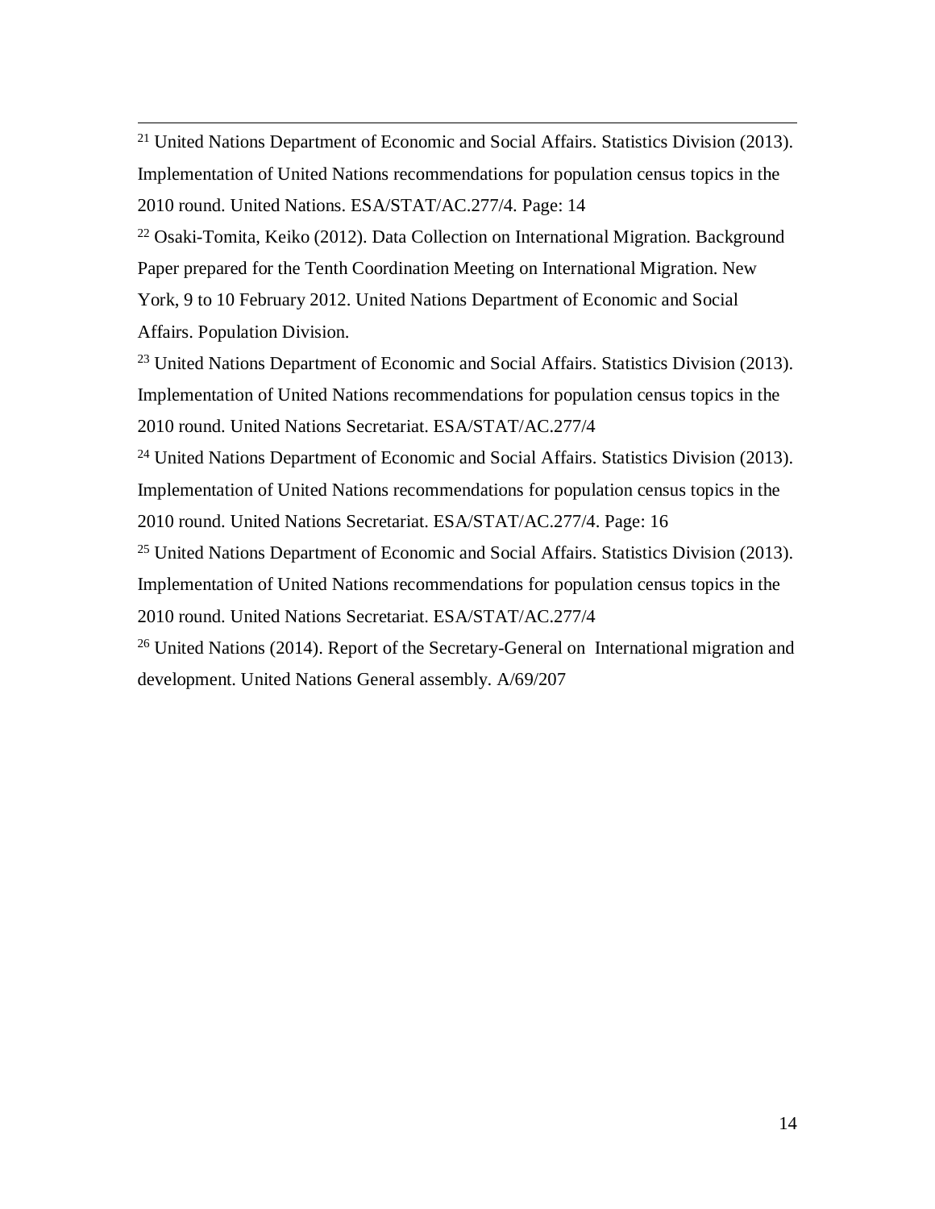[21] United Nations Department of Economic and Social Affairs. Statistics Division (2013). Implementation of United Nations recommendations for population census topics in the 2010 round. United Nations. ESA/STAT/AC.277/4. Page: 14

[22] Osaki-Tomita, Keiko (2012). Data Collection on International Migration. Background Paper prepared for the Tenth Coordination Meeting on International Migration. New York, 9 to 10 February 2012. United Nations Department of Economic and Social Affairs. Population Division.

[23] United Nations Department of Economic and Social Affairs. Statistics Division (2013). Implementation of United Nations recommendations for population census topics in the 2010 round. United Nations Secretariat. ESA/STAT/AC.277/4

[24] United Nations Department of Economic and Social Affairs. Statistics Division (2013). Implementation of United Nations recommendations for population census topics in the 2010 round. United Nations Secretariat. ESA/STAT/AC.277/4. Page: 16

[25] United Nations Department of Economic and Social Affairs. Statistics Division (2013). Implementation of United Nations recommendations for population census topics in the 2010 round. United Nations Secretariat. ESA/STAT/AC.277/4

[26] United Nations (2014). Report of the Secretary-General on International migration and development. United Nations General assembly. A/69/207